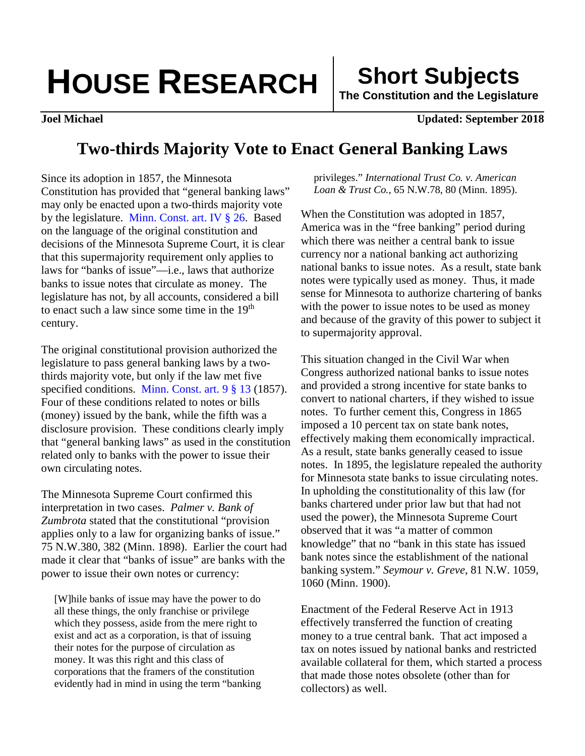**HOUSE RESEARCH** | **Short Subjects**
**The Constitution and the Legislature**

**Joel Michael** — **Updated: September 2018**

# Two-thirds Majority Vote to Enact General Banking Laws

Since its adoption in 1857, the Minnesota Constitution has provided that "general banking laws" may only be enacted upon a two-thirds majority vote by the legislature. Minn. Const. art. IV § 26. Based on the language of the original constitution and decisions of the Minnesota Supreme Court, it is clear that this supermajority requirement only applies to laws for "banks of issue"—i.e., laws that authorize banks to issue notes that circulate as money. The legislature has not, by all accounts, considered a bill to enact such a law since some time in the 19th century.

The original constitutional provision authorized the legislature to pass general banking laws by a two-thirds majority vote, but only if the law met five specified conditions. Minn. Const. art. 9 § 13 (1857). Four of these conditions related to notes or bills (money) issued by the bank, while the fifth was a disclosure provision. These conditions clearly imply that "general banking laws" as used in the constitution related only to banks with the power to issue their own circulating notes.

The Minnesota Supreme Court confirmed this interpretation in two cases. *Palmer v. Bank of Zumbrota* stated that the constitutional "provision applies only to a law for organizing banks of issue." 75 N.W.380, 382 (Minn. 1898). Earlier the court had made it clear that "banks of issue" are banks with the power to issue their own notes or currency:

> [W]hile banks of issue may have the power to do all these things, the only franchise or privilege which they possess, aside from the mere right to exist and act as a corporation, is that of issuing their notes for the purpose of circulation as money. It was this right and this class of corporations that the framers of the constitution evidently had in mind in using the term "banking privileges." *International Trust Co. v. American Loan & Trust Co.,* 65 N.W.78, 80 (Minn. 1895).

When the Constitution was adopted in 1857, America was in the "free banking" period during which there was neither a central bank to issue currency nor a national banking act authorizing national banks to issue notes. As a result, state bank notes were typically used as money. Thus, it made sense for Minnesota to authorize chartering of banks with the power to issue notes to be used as money and because of the gravity of this power to subject it to supermajority approval.

This situation changed in the Civil War when Congress authorized national banks to issue notes and provided a strong incentive for state banks to convert to national charters, if they wished to issue notes. To further cement this, Congress in 1865 imposed a 10 percent tax on state bank notes, effectively making them economically impractical. As a result, state banks generally ceased to issue notes. In 1895, the legislature repealed the authority for Minnesota state banks to issue circulating notes. In upholding the constitutionality of this law (for banks chartered under prior law but that had not used the power), the Minnesota Supreme Court observed that it was "a matter of common knowledge" that no "bank in this state has issued bank notes since the establishment of the national banking system." *Seymour v. Greve*, 81 N.W. 1059, 1060 (Minn. 1900).

Enactment of the Federal Reserve Act in 1913 effectively transferred the function of creating money to a true central bank. That act imposed a tax on notes issued by national banks and restricted available collateral for them, which started a process that made those notes obsolete (other than for collectors) as well.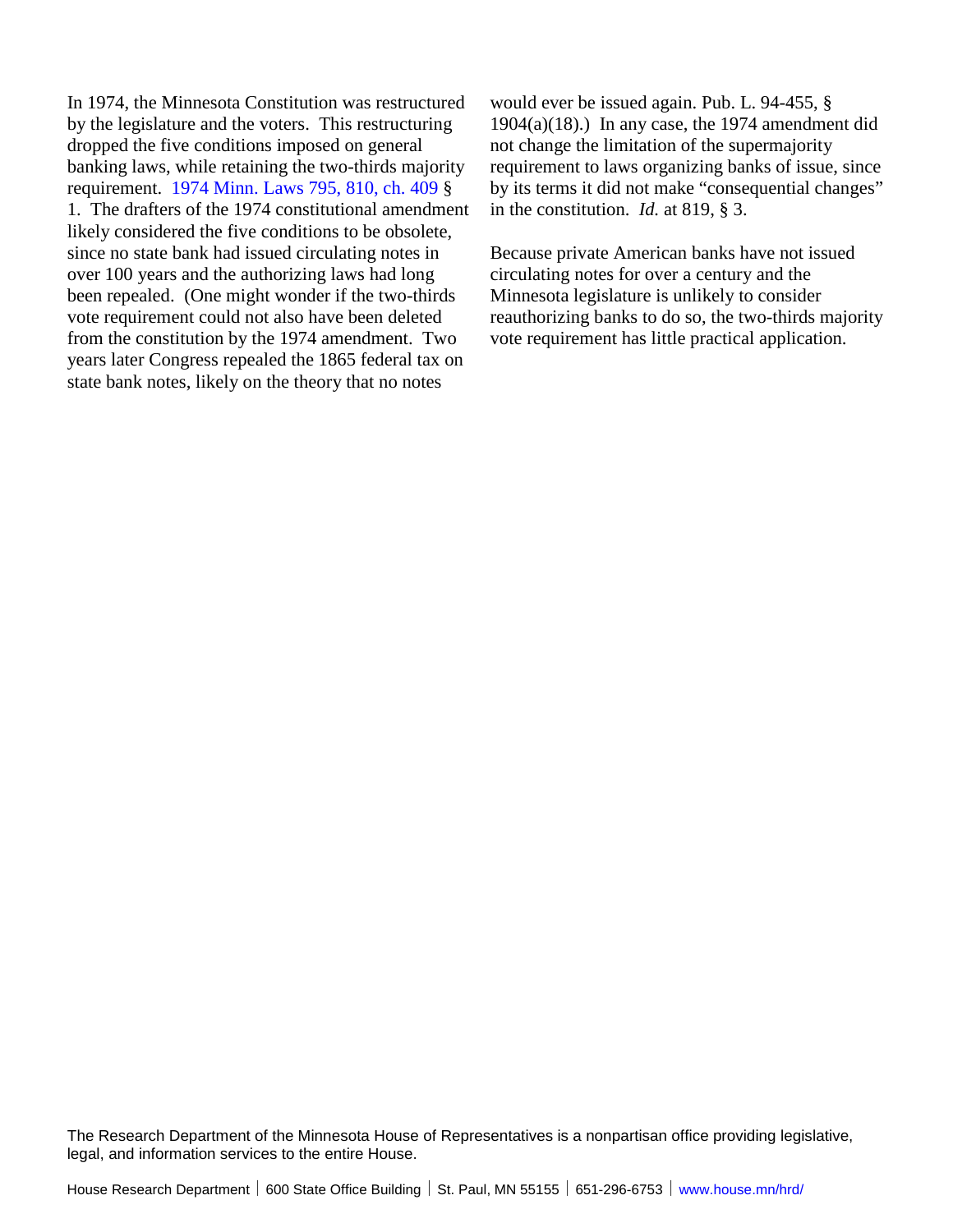In 1974, the Minnesota Constitution was restructured by the legislature and the voters. This restructuring dropped the five conditions imposed on general banking laws, while retaining the two-thirds majority requirement. 1974 Minn. Laws 795, 810, ch. 409 § 1. The drafters of the 1974 constitutional amendment likely considered the five conditions to be obsolete, since no state bank had issued circulating notes in over 100 years and the authorizing laws had long been repealed. (One might wonder if the two-thirds vote requirement could not also have been deleted from the constitution by the 1974 amendment. Two years later Congress repealed the 1865 federal tax on state bank notes, likely on the theory that no notes would ever be issued again. Pub. L. 94-455, § 1904(a)(18).) In any case, the 1974 amendment did not change the limitation of the supermajority requirement to laws organizing banks of issue, since by its terms it did not make "consequential changes" in the constitution. *Id.* at 819, § 3.

Because private American banks have not issued circulating notes for over a century and the Minnesota legislature is unlikely to consider reauthorizing banks to do so, the two-thirds majority vote requirement has little practical application.

The Research Department of the Minnesota House of Representatives is a nonpartisan office providing legislative, legal, and information services to the entire House.

House Research Department | 600 State Office Building | St. Paul, MN 55155 | 651-296-6753 | www.house.mn/hrd/